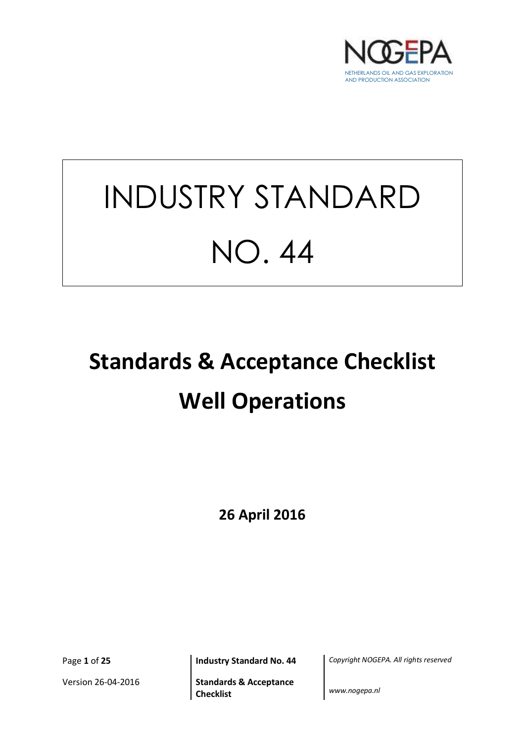NOGEPA

NETHERLANDS OIL AND GAS EXPLORATION AND PRODUCTION ASSOCIATION

# INDUSTRY STANDARD NO. 44

# Standards & Acceptance Checklist Well Operations

**26 April 2016**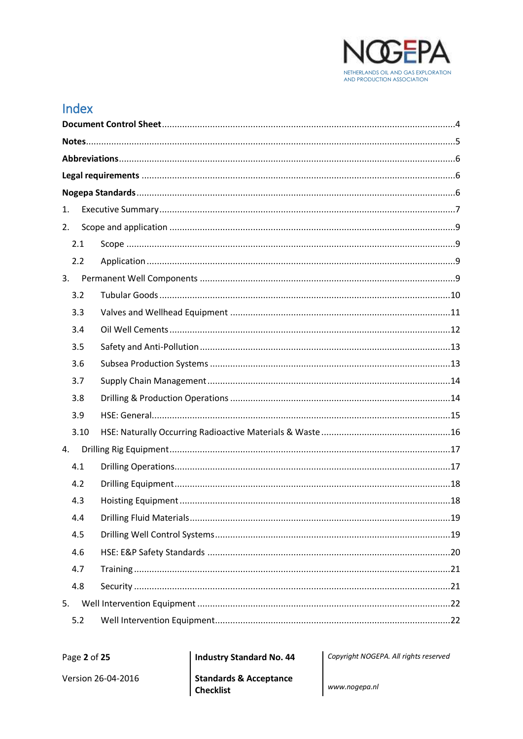# Index

**Document Control Sheet**....................................................................................................4

**Notes**....................................................................................................5

**Abbreviations**....................................................................................................6

**Legal requirements** ....................................................................................................6

**Nogepa Standards**....................................................................................................6

1. Executive Summary....................................................................................................7

2. Scope and application ....................................................................................................9

   2.1 Scope ....................................................................................................9

   2.2 Application....................................................................................................9

3. Permanent Well Components ....................................................................................................9

   3.2 Tubular Goods....................................................................................................10

   3.3 Valves and Wellhead Equipment ....................................................................................................11

   3.4 Oil Well Cements....................................................................................................12

   3.5 Safety and Anti-Pollution....................................................................................................13

   3.6 Subsea Production Systems ....................................................................................................13

   3.7 Supply Chain Management....................................................................................................14

   3.8 Drilling & Production Operations ....................................................................................................14

   3.9 HSE: General....................................................................................................15

   3.10 HSE: Naturally Occurring Radioactive Materials & Waste ....................................................................................................16

4. Drilling Rig Equipment....................................................................................................17

   4.1 Drilling Operations....................................................................................................17

   4.2 Drilling Equipment....................................................................................................18

   4.3 Hoisting Equipment....................................................................................................18

   4.4 Drilling Fluid Materials....................................................................................................19

   4.5 Drilling Well Control Systems....................................................................................................19

   4.6 HSE: E&P Safety Standards ....................................................................................................20

   4.7 Training....................................................................................................21

   4.8 Security ....................................................................................................21

5. Well Intervention Equipment ....................................................................................................22

   5.2 Well Intervention Equipment....................................................................................................22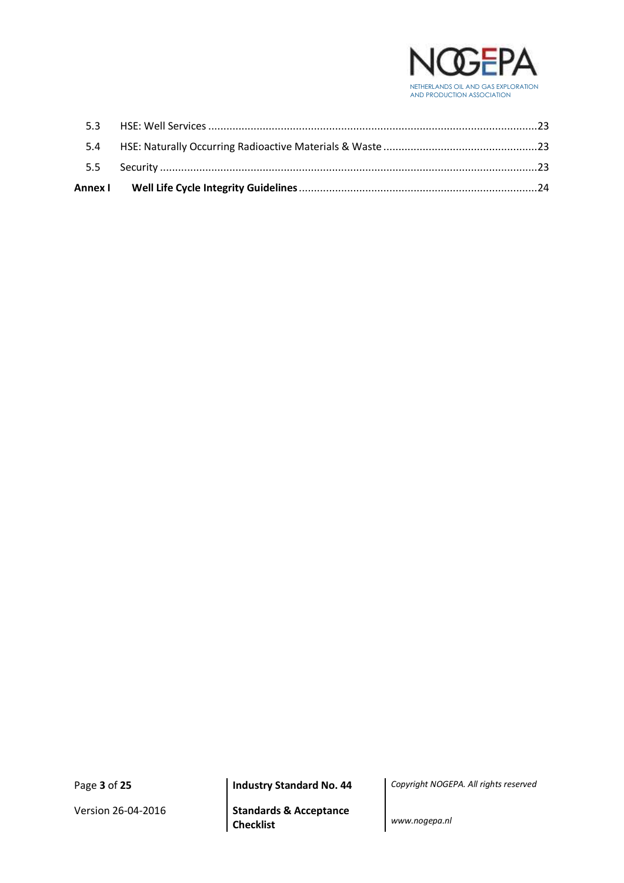| | | |
|---|---|---|
| 5.3 | HSE: Well Services | 23 |
| 5.4 | HSE: Naturally Occurring Radioactive Materials & Waste | 23 |
| 5.5 | Security | 23 |
| **Annex I** | **Well Life Cycle Integrity Guidelines** | 24 |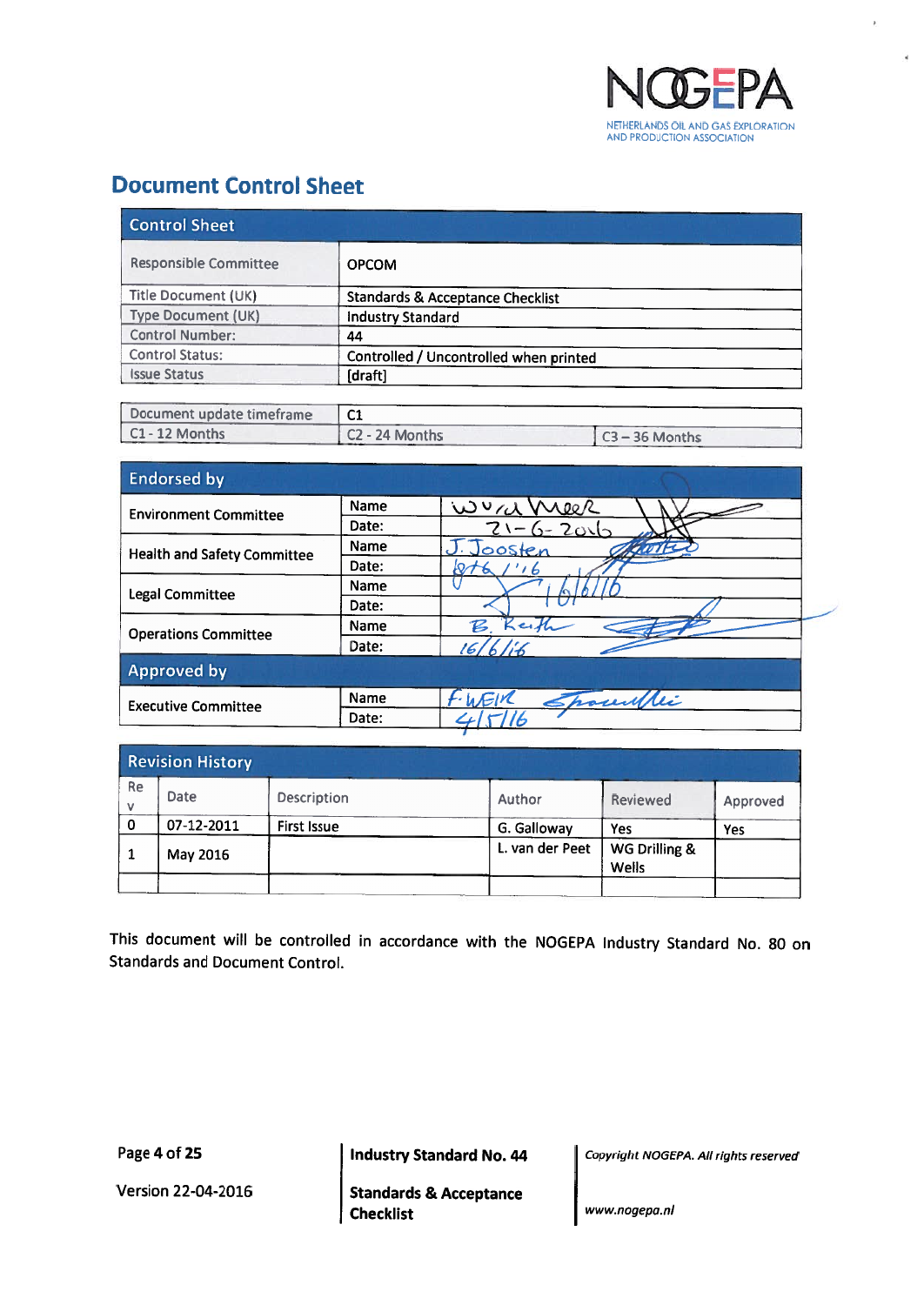# Document Control Sheet

| Control Sheet | |
|---|---|
| Responsible Committee | OPCOM |
| Title Document (UK) | Standards & Acceptance Checklist |
| Type Document (UK) | Industry Standard |
| Control Number: | 44 |
| Control Status: | Controlled / Uncontrolled when printed |
| Issue Status | [draft] |

| Document update timeframe | C1 | |
|---|---|---|
| C1 - 12 Months | C2 - 24 Months | C3 – 36 Months |

| Endorsed by | | |
|---|---|---|
| Environment Committee | Name | W v/d Meer |
| | Date: | 21-6-2016 |
| Health and Safety Committee | Name | J. Joosten |
| | Date: | 8/6/'16 |
| Legal Committee | Name | |
| | Date: | 16/6/16 |
| Operations Committee | Name | B. Keith |
| | Date: | 16/6/16 |
| **Approved by** | | |
| Executive Committee | Name | F. WEIR |
| | Date: | 4/5/16 |

| Revision History | | | | | |
|---|---|---|---|---|---|
| Rev | Date | Description | Author | Reviewed | Approved |
| 0 | 07-12-2011 | First Issue | G. Galloway | Yes | Yes |
| 1 | May 2016 | | L. van der Peet | WG Drilling & Wells | |
| | | | | | |

This document will be controlled in accordance with the NOGEPA Industry Standard No. 80 on Standards and Document Control.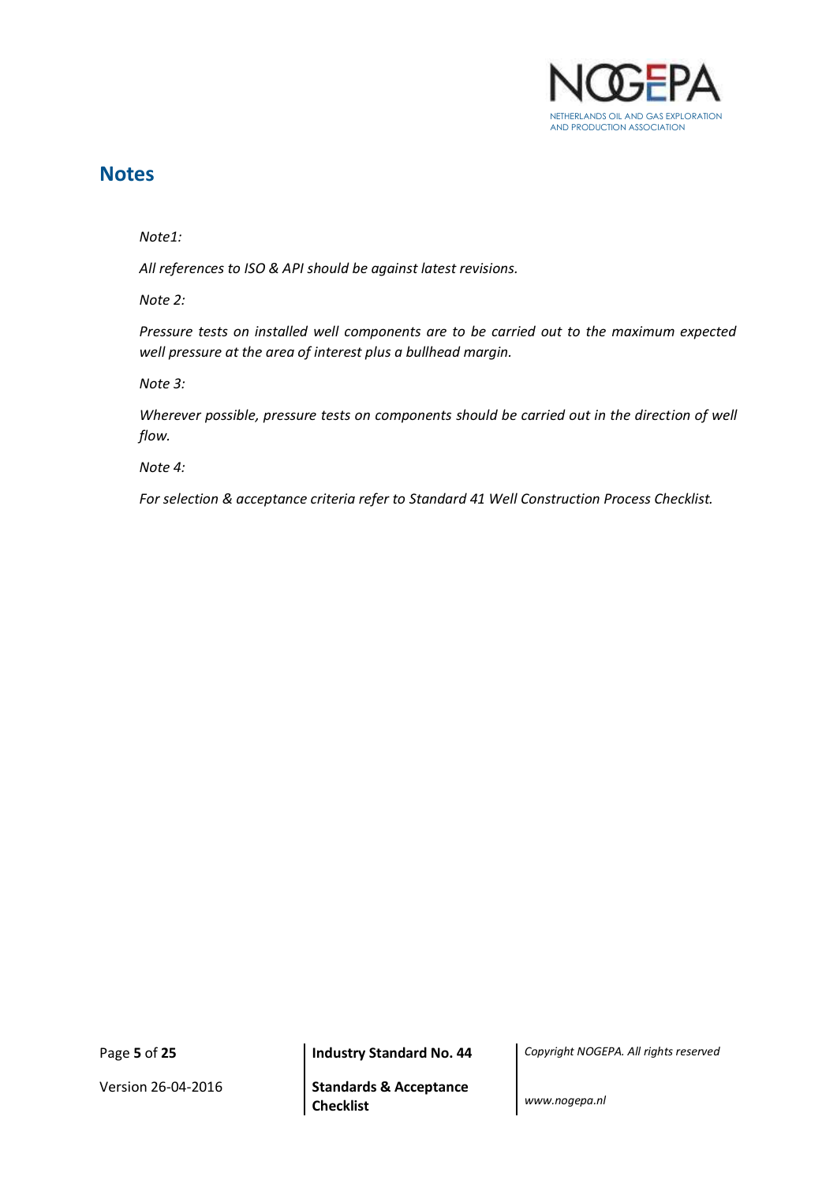## Notes

*Note1:*

*All references to ISO & API should be against latest revisions.*

*Note 2:*

*Pressure tests on installed well components are to be carried out to the maximum expected well pressure at the area of interest plus a bullhead margin.*

*Note 3:*

*Wherever possible, pressure tests on components should be carried out in the direction of well flow.*

*Note 4:*

*For selection & acceptance criteria refer to Standard 41 Well Construction Process Checklist.*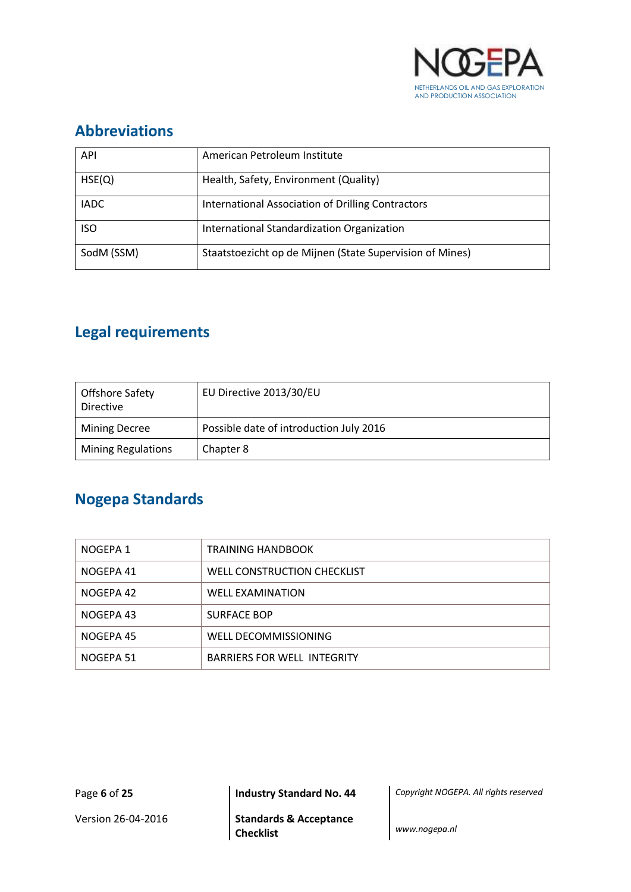## Abbreviations

| | |
|---|---|
| API | American Petroleum Institute |
| HSE(Q) | Health, Safety, Environment (Quality) |
| IADC | International Association of Drilling Contractors |
| ISO | International Standardization Organization |
| SodM (SSM) | Staatstoezicht op de Mijnen (State Supervision of Mines) |

## Legal requirements

| | |
|---|---|
| Offshore Safety Directive | EU Directive 2013/30/EU |
| Mining Decree | Possible date of introduction July 2016 |
| Mining Regulations | Chapter 8 |

## Nogepa Standards

| | |
|---|---|
| NOGEPA 1 | TRAINING HANDBOOK |
| NOGEPA 41 | WELL CONSTRUCTION CHECKLIST |
| NOGEPA 42 | WELL EXAMINATION |
| NOGEPA 43 | SURFACE BOP |
| NOGEPA 45 | WELL DECOMMISSIONING |
| NOGEPA 51 | BARRIERS FOR WELL INTEGRITY |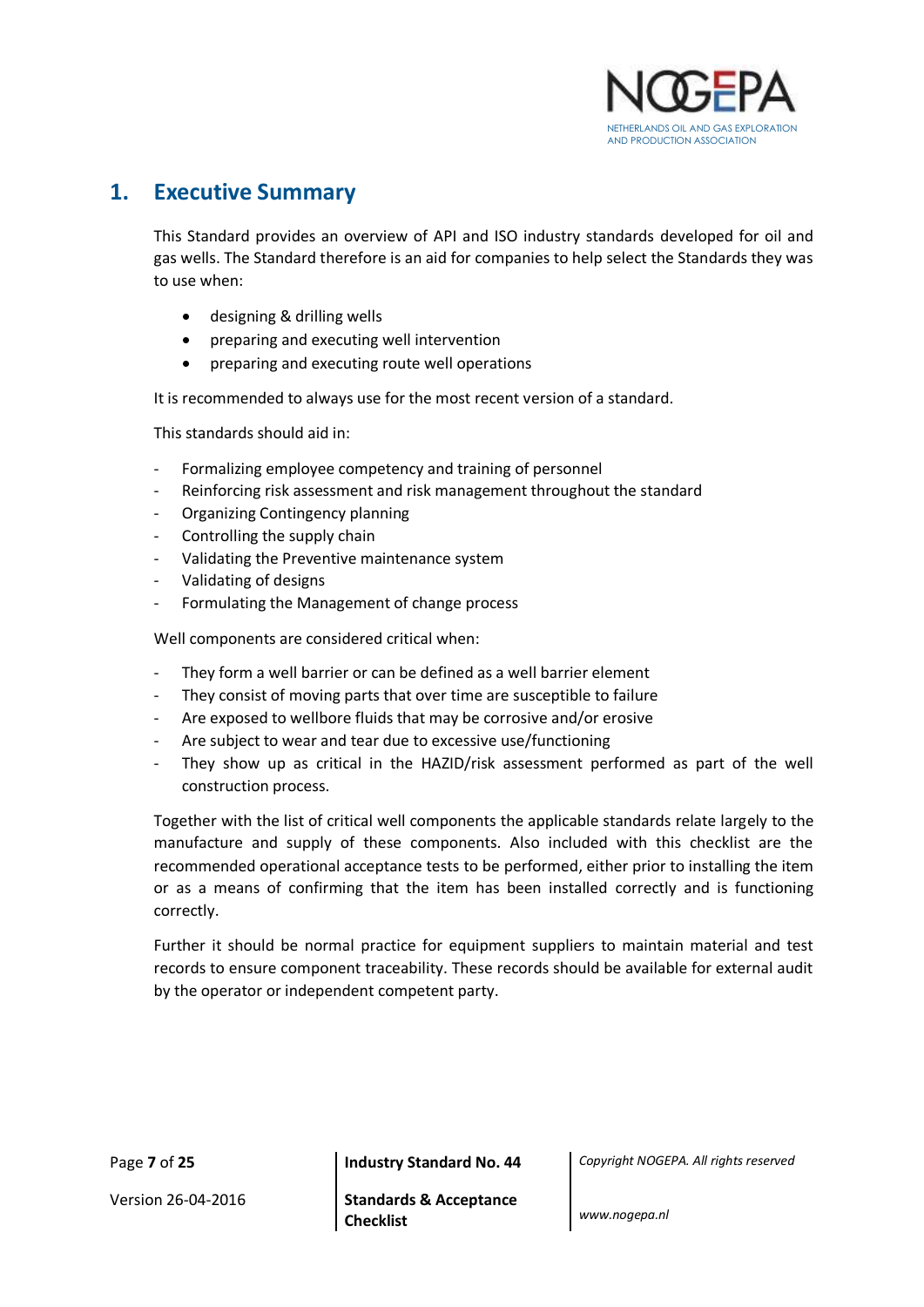# 1. Executive Summary

This Standard provides an overview of API and ISO industry standards developed for oil and gas wells. The Standard therefore is an aid for companies to help select the Standards they was to use when:

- designing & drilling wells
- preparing and executing well intervention
- preparing and executing route well operations

It is recommended to always use for the most recent version of a standard.

This standards should aid in:

- Formalizing employee competency and training of personnel
- Reinforcing risk assessment and risk management throughout the standard
- Organizing Contingency planning
- Controlling the supply chain
- Validating the Preventive maintenance system
- Validating of designs
- Formulating the Management of change process

Well components are considered critical when:

- They form a well barrier or can be defined as a well barrier element
- They consist of moving parts that over time are susceptible to failure
- Are exposed to wellbore fluids that may be corrosive and/or erosive
- Are subject to wear and tear due to excessive use/functioning
- They show up as critical in the HAZID/risk assessment performed as part of the well construction process.

Together with the list of critical well components the applicable standards relate largely to the manufacture and supply of these components. Also included with this checklist are the recommended operational acceptance tests to be performed, either prior to installing the item or as a means of confirming that the item has been installed correctly and is functioning correctly.

Further it should be normal practice for equipment suppliers to maintain material and test records to ensure component traceability. These records should be available for external audit by the operator or independent competent party.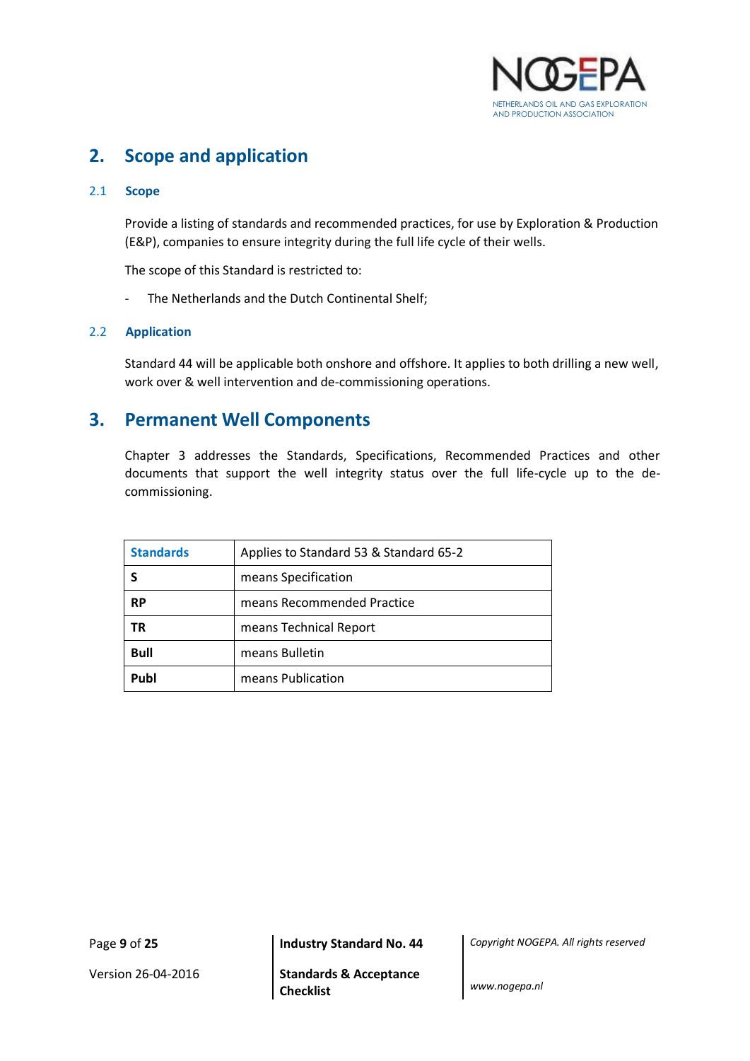## 2. Scope and application

### 2.1 Scope

Provide a listing of standards and recommended practices, for use by Exploration & Production (E&P), companies to ensure integrity during the full life cycle of their wells.

The scope of this Standard is restricted to:

- The Netherlands and the Dutch Continental Shelf;

### 2.2 Application

Standard 44 will be applicable both onshore and offshore. It applies to both drilling a new well, work over & well intervention and de-commissioning operations.

## 3. Permanent Well Components

Chapter 3 addresses the Standards, Specifications, Recommended Practices and other documents that support the well integrity status over the full life-cycle up to the de-commissioning.

| **Standards** | Applies to Standard 53 & Standard 65-2 |
|---|---|
| **S** | means Specification |
| **RP** | means Recommended Practice |
| **TR** | means Technical Report |
| **Bull** | means Bulletin |
| **Publ** | means Publication |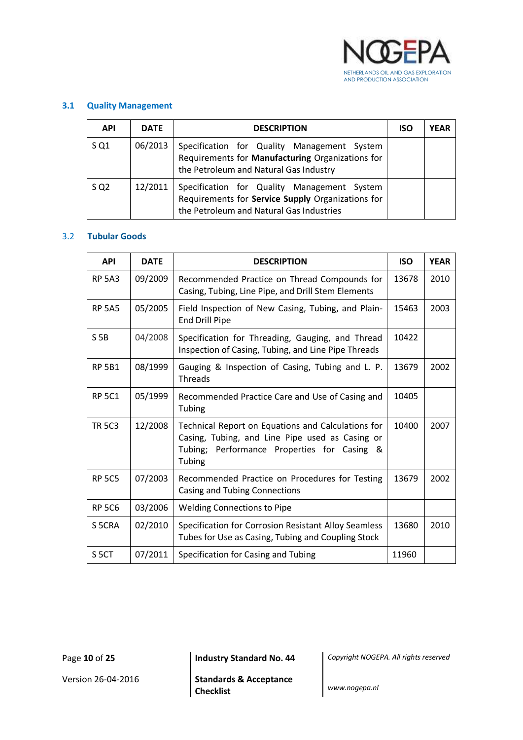### 3.1 Quality Management

| API | DATE | DESCRIPTION | ISO | YEAR |
|---|---|---|---|---|
| S Q1 | 06/2013 | Specification for Quality Management System Requirements for **Manufacturing** Organizations for the Petroleum and Natural Gas Industry | | |
| S Q2 | 12/2011 | Specification for Quality Management System Requirements for **Service Supply** Organizations for the Petroleum and Natural Gas Industries | | |

### 3.2 Tubular Goods

| API | DATE | DESCRIPTION | ISO | YEAR |
|---|---|---|---|---|
| RP 5A3 | 09/2009 | Recommended Practice on Thread Compounds for Casing, Tubing, Line Pipe, and Drill Stem Elements | 13678 | 2010 |
| RP 5A5 | 05/2005 | Field Inspection of New Casing, Tubing, and Plain-End Drill Pipe | 15463 | 2003 |
| S 5B | 04/2008 | Specification for Threading, Gauging, and Thread Inspection of Casing, Tubing, and Line Pipe Threads | 10422 | |
| RP 5B1 | 08/1999 | Gauging & Inspection of Casing, Tubing and L. P. Threads | 13679 | 2002 |
| RP 5C1 | 05/1999 | Recommended Practice Care and Use of Casing and Tubing | 10405 | |
| TR 5C3 | 12/2008 | Technical Report on Equations and Calculations for Casing, Tubing, and Line Pipe used as Casing or Tubing; Performance Properties for Casing & Tubing | 10400 | 2007 |
| RP 5C5 | 07/2003 | Recommended Practice on Procedures for Testing Casing and Tubing Connections | 13679 | 2002 |
| RP 5C6 | 03/2006 | Welding Connections to Pipe | | |
| S 5CRA | 02/2010 | Specification for Corrosion Resistant Alloy Seamless Tubes for Use as Casing, Tubing and Coupling Stock | 13680 | 2010 |
| S 5CT | 07/2011 | Specification for Casing and Tubing | 11960 | |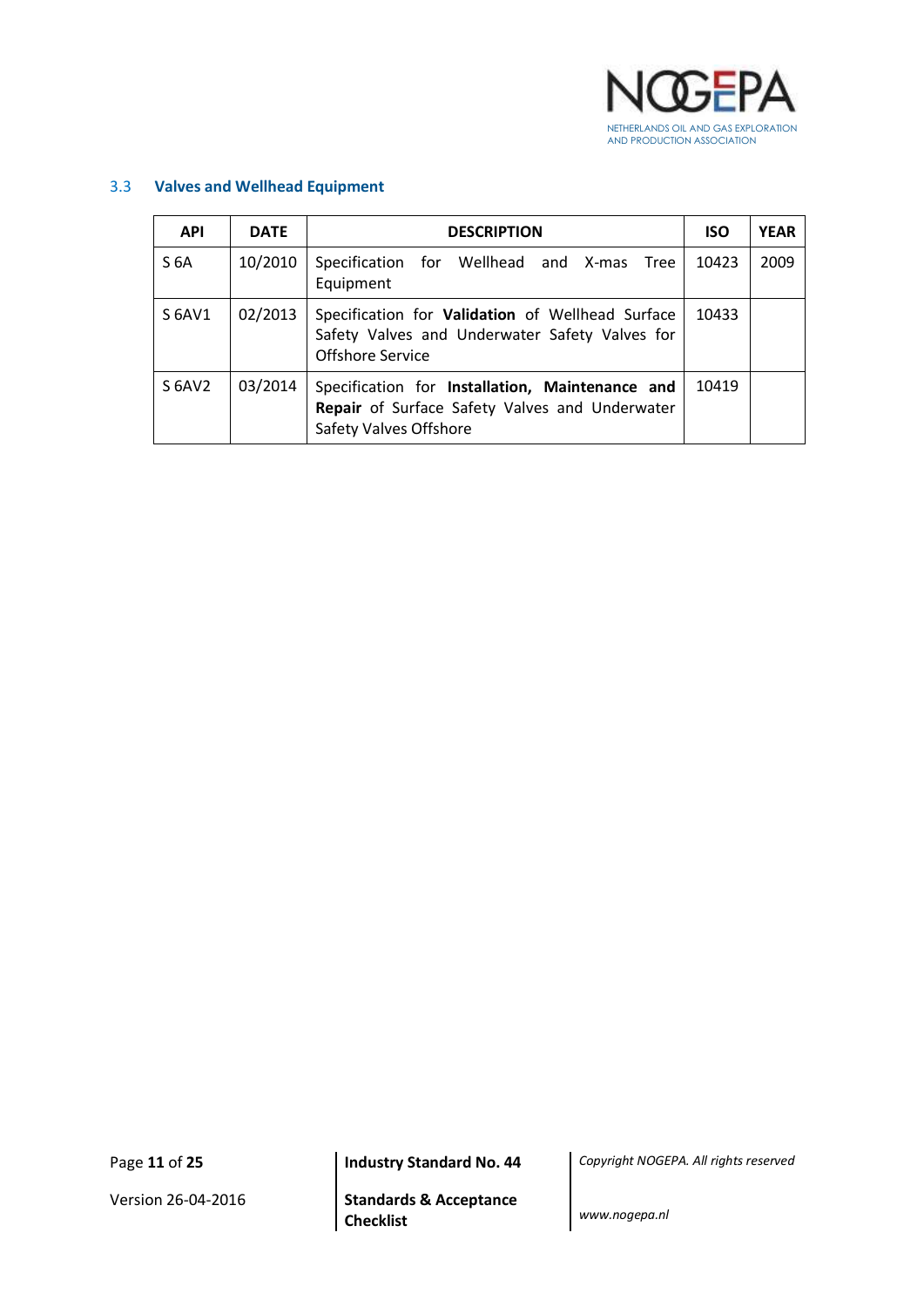## 3.3 Valves and Wellhead Equipment

| API | DATE | DESCRIPTION | ISO | YEAR |
|---|---|---|---|---|
| S 6A | 10/2010 | Specification for Wellhead and X-mas Tree Equipment | 10423 | 2009 |
| S 6AV1 | 02/2013 | Specification for **Validation** of Wellhead Surface Safety Valves and Underwater Safety Valves for Offshore Service | 10433 | |
| S 6AV2 | 03/2014 | Specification for **Installation, Maintenance and Repair** of Surface Safety Valves and Underwater Safety Valves Offshore | 10419 | |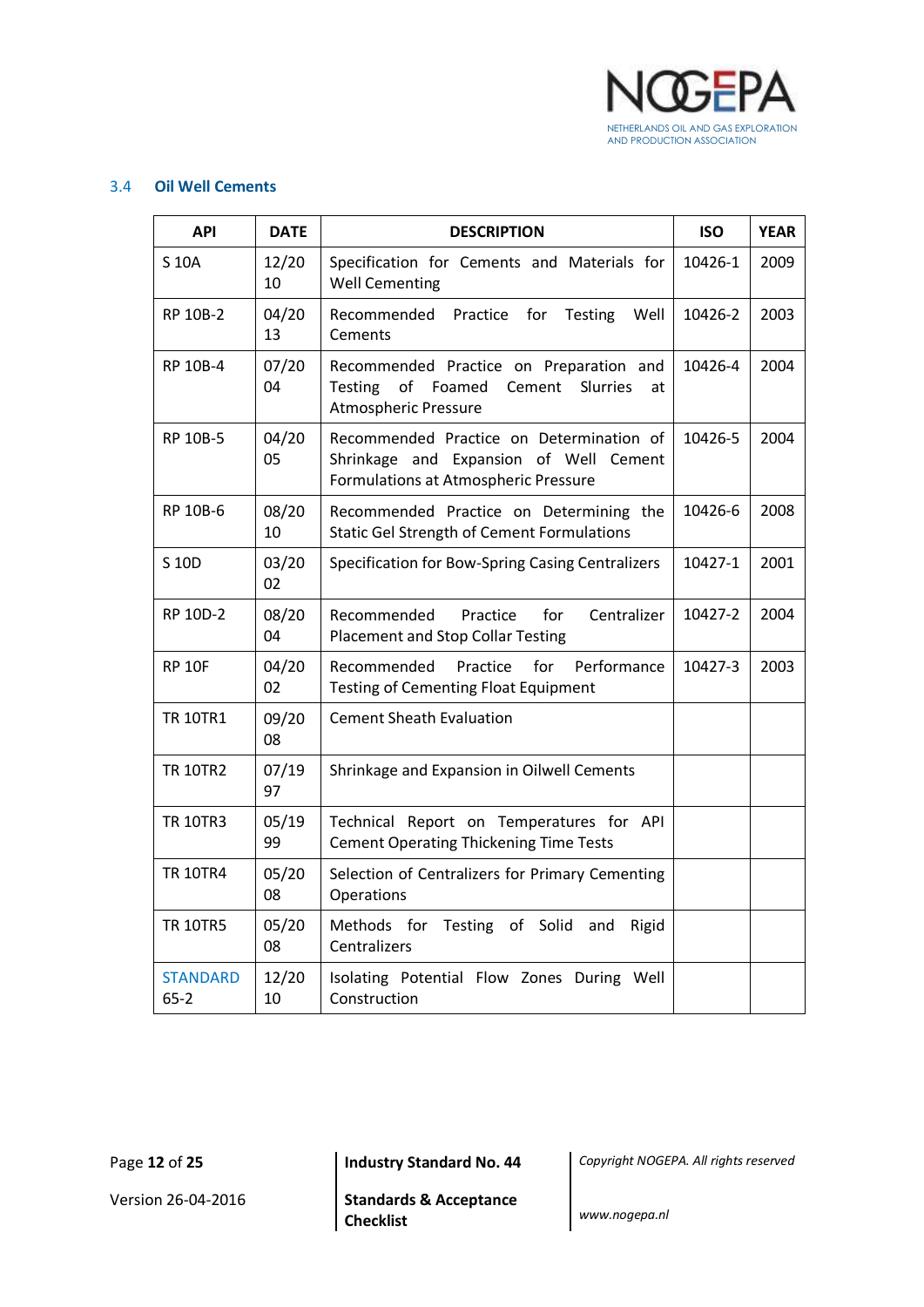### 3.4 Oil Well Cements

| API | DATE | DESCRIPTION | ISO | YEAR |
|---|---|---|---|---|
| S 10A | 12/2010 | Specification for Cements and Materials for Well Cementing | 10426-1 | 2009 |
| RP 10B-2 | 04/2013 | Recommended Practice for Testing Well Cements | 10426-2 | 2003 |
| RP 10B-4 | 07/2004 | Recommended Practice on Preparation and Testing of Foamed Cement Slurries at Atmospheric Pressure | 10426-4 | 2004 |
| RP 10B-5 | 04/2005 | Recommended Practice on Determination of Shrinkage and Expansion of Well Cement Formulations at Atmospheric Pressure | 10426-5 | 2004 |
| RP 10B-6 | 08/2010 | Recommended Practice on Determining the Static Gel Strength of Cement Formulations | 10426-6 | 2008 |
| S 10D | 03/2002 | Specification for Bow-Spring Casing Centralizers | 10427-1 | 2001 |
| RP 10D-2 | 08/2004 | Recommended Practice for Centralizer Placement and Stop Collar Testing | 10427-2 | 2004 |
| RP 10F | 04/2002 | Recommended Practice for Performance Testing of Cementing Float Equipment | 10427-3 | 2003 |
| TR 10TR1 | 09/2008 | Cement Sheath Evaluation | | |
| TR 10TR2 | 07/1997 | Shrinkage and Expansion in Oilwell Cements | | |
| TR 10TR3 | 05/1999 | Technical Report on Temperatures for API Cement Operating Thickening Time Tests | | |
| TR 10TR4 | 05/2008 | Selection of Centralizers for Primary Cementing Operations | | |
| TR 10TR5 | 05/2008 | Methods for Testing of Solid and Rigid Centralizers | | |
| STANDARD 65-2 | 12/2010 | Isolating Potential Flow Zones During Well Construction | | |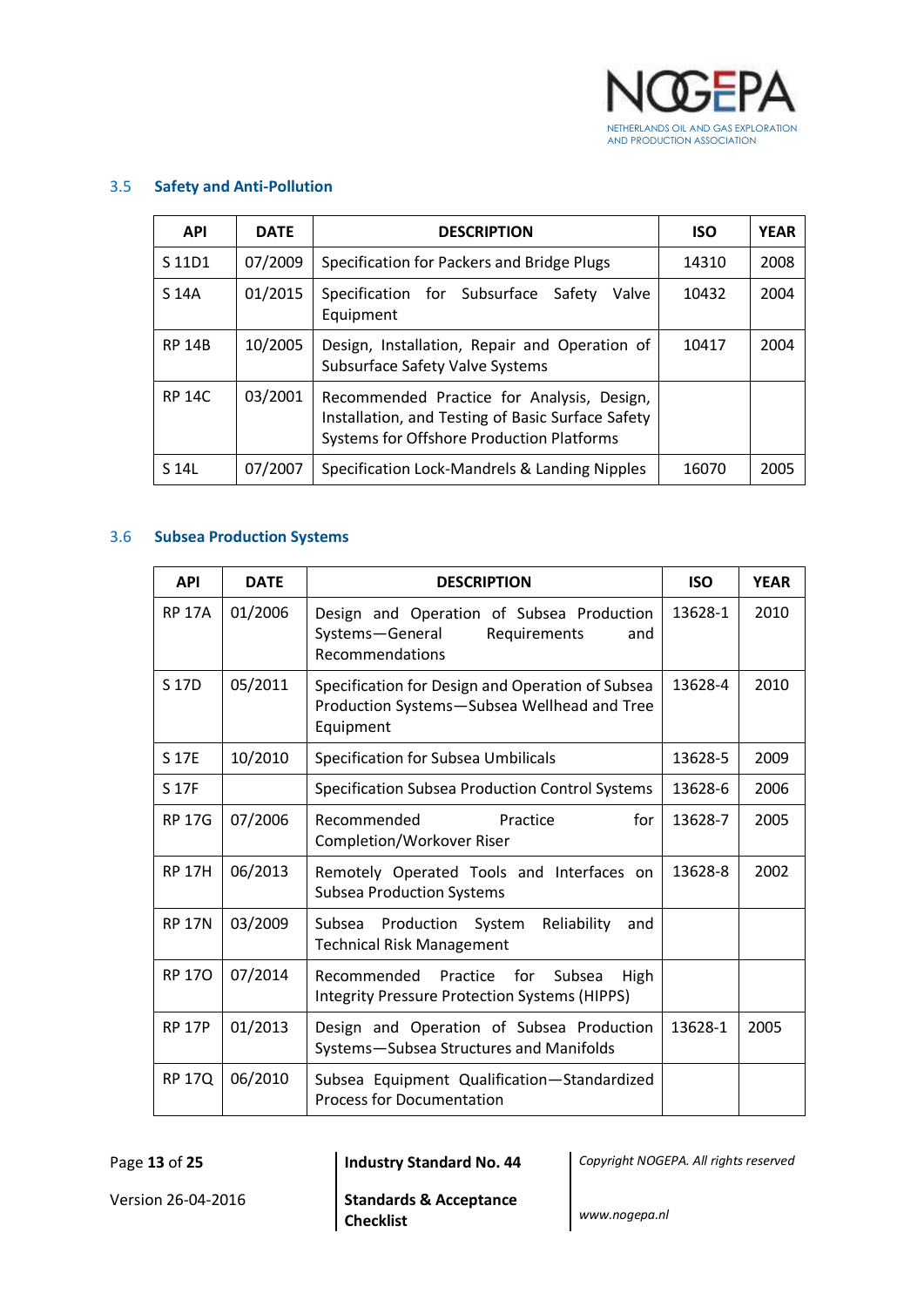## 3.5 Safety and Anti-Pollution

| API | DATE | DESCRIPTION | ISO | YEAR |
|---|---|---|---|---|
| S 11D1 | 07/2009 | Specification for Packers and Bridge Plugs | 14310 | 2008 |
| S 14A | 01/2015 | Specification for Subsurface Safety Valve Equipment | 10432 | 2004 |
| RP 14B | 10/2005 | Design, Installation, Repair and Operation of Subsurface Safety Valve Systems | 10417 | 2004 |
| RP 14C | 03/2001 | Recommended Practice for Analysis, Design, Installation, and Testing of Basic Surface Safety Systems for Offshore Production Platforms | | |
| S 14L | 07/2007 | Specification Lock-Mandrels & Landing Nipples | 16070 | 2005 |

## 3.6 Subsea Production Systems

| API | DATE | DESCRIPTION | ISO | YEAR |
|---|---|---|---|---|
| RP 17A | 01/2006 | Design and Operation of Subsea Production Systems—General Requirements and Recommendations | 13628-1 | 2010 |
| S 17D | 05/2011 | Specification for Design and Operation of Subsea Production Systems—Subsea Wellhead and Tree Equipment | 13628-4 | 2010 |
| S 17E | 10/2010 | Specification for Subsea Umbilicals | 13628-5 | 2009 |
| S 17F | | Specification Subsea Production Control Systems | 13628-6 | 2006 |
| RP 17G | 07/2006 | Recommended Practice for Completion/Workover Riser | 13628-7 | 2005 |
| RP 17H | 06/2013 | Remotely Operated Tools and Interfaces on Subsea Production Systems | 13628-8 | 2002 |
| RP 17N | 03/2009 | Subsea Production System Reliability and Technical Risk Management | | |
| RP 17O | 07/2014 | Recommended Practice for Subsea High Integrity Pressure Protection Systems (HIPPS) | | |
| RP 17P | 01/2013 | Design and Operation of Subsea Production Systems—Subsea Structures and Manifolds | 13628-1 | 2005 |
| RP 17Q | 06/2010 | Subsea Equipment Qualification—Standardized Process for Documentation | | |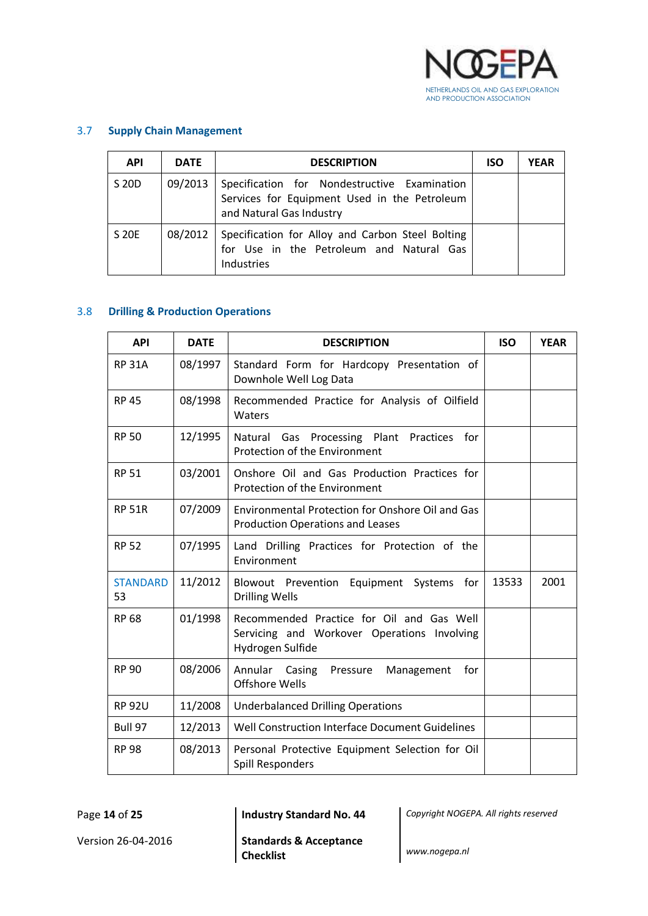## 3.7 Supply Chain Management

| API | DATE | DESCRIPTION | ISO | YEAR |
|---|---|---|---|---|
| S 20D | 09/2013 | Specification for Nondestructive Examination Services for Equipment Used in the Petroleum and Natural Gas Industry | | |
| S 20E | 08/2012 | Specification for Alloy and Carbon Steel Bolting for Use in the Petroleum and Natural Gas Industries | | |

## 3.8 Drilling & Production Operations

| API | DATE | DESCRIPTION | ISO | YEAR |
|---|---|---|---|---|
| RP 31A | 08/1997 | Standard Form for Hardcopy Presentation of Downhole Well Log Data | | |
| RP 45 | 08/1998 | Recommended Practice for Analysis of Oilfield Waters | | |
| RP 50 | 12/1995 | Natural Gas Processing Plant Practices for Protection of the Environment | | |
| RP 51 | 03/2001 | Onshore Oil and Gas Production Practices for Protection of the Environment | | |
| RP 51R | 07/2009 | Environmental Protection for Onshore Oil and Gas Production Operations and Leases | | |
| RP 52 | 07/1995 | Land Drilling Practices for Protection of the Environment | | |
| STANDARD 53 | 11/2012 | Blowout Prevention Equipment Systems for Drilling Wells | 13533 | 2001 |
| RP 68 | 01/1998 | Recommended Practice for Oil and Gas Well Servicing and Workover Operations Involving Hydrogen Sulfide | | |
| RP 90 | 08/2006 | Annular Casing Pressure Management for Offshore Wells | | |
| RP 92U | 11/2008 | Underbalanced Drilling Operations | | |
| Bull 97 | 12/2013 | Well Construction Interface Document Guidelines | | |
| RP 98 | 08/2013 | Personal Protective Equipment Selection for Oil Spill Responders | | |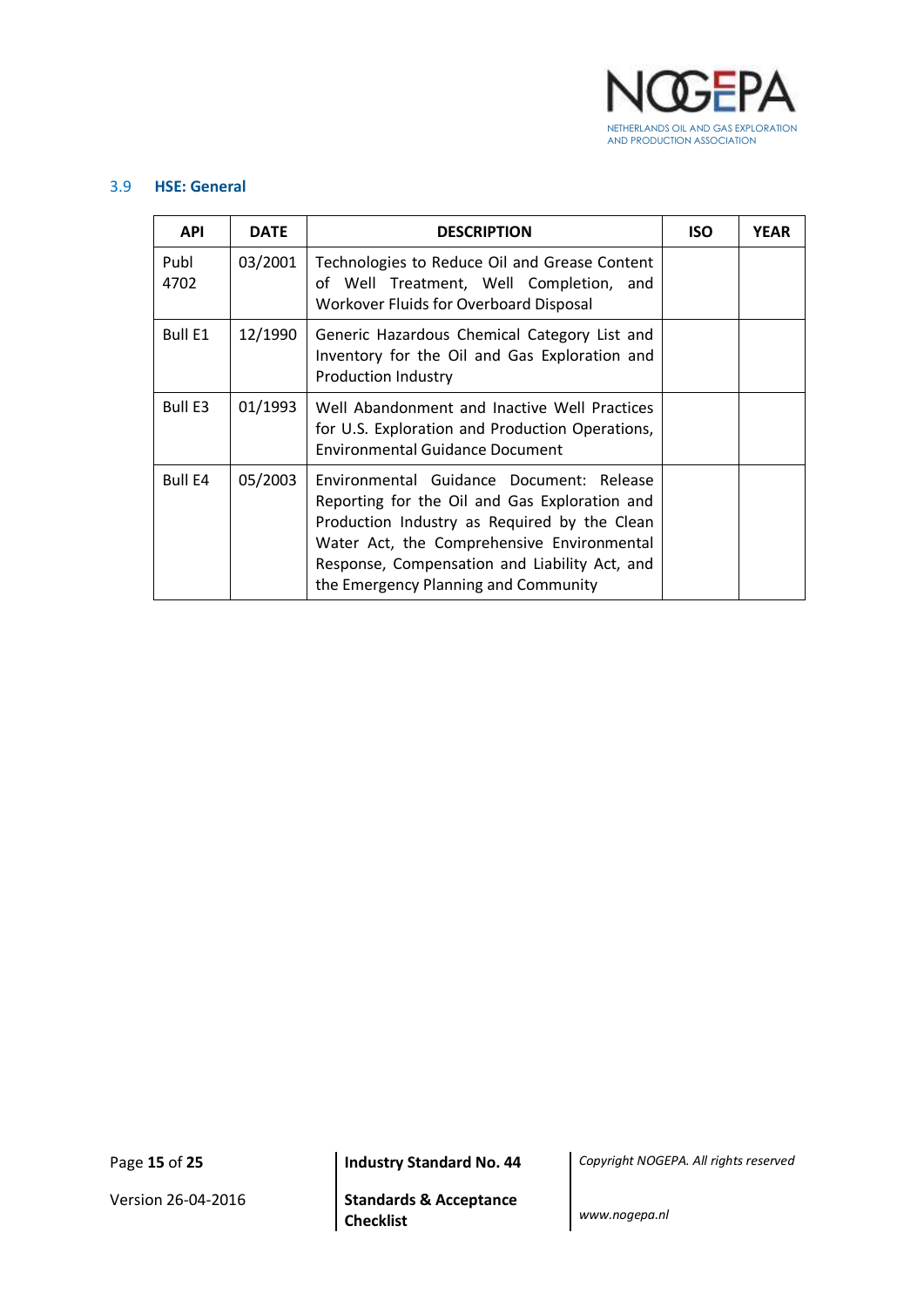### 3.9 HSE: General

| API | DATE | DESCRIPTION | ISO | YEAR |
|---|---|---|---|---|
| Publ 4702 | 03/2001 | Technologies to Reduce Oil and Grease Content of Well Treatment, Well Completion, and Workover Fluids for Overboard Disposal | | |
| Bull E1 | 12/1990 | Generic Hazardous Chemical Category List and Inventory for the Oil and Gas Exploration and Production Industry | | |
| Bull E3 | 01/1993 | Well Abandonment and Inactive Well Practices for U.S. Exploration and Production Operations, Environmental Guidance Document | | |
| Bull E4 | 05/2003 | Environmental Guidance Document: Release Reporting for the Oil and Gas Exploration and Production Industry as Required by the Clean Water Act, the Comprehensive Environmental Response, Compensation and Liability Act, and the Emergency Planning and Community | | |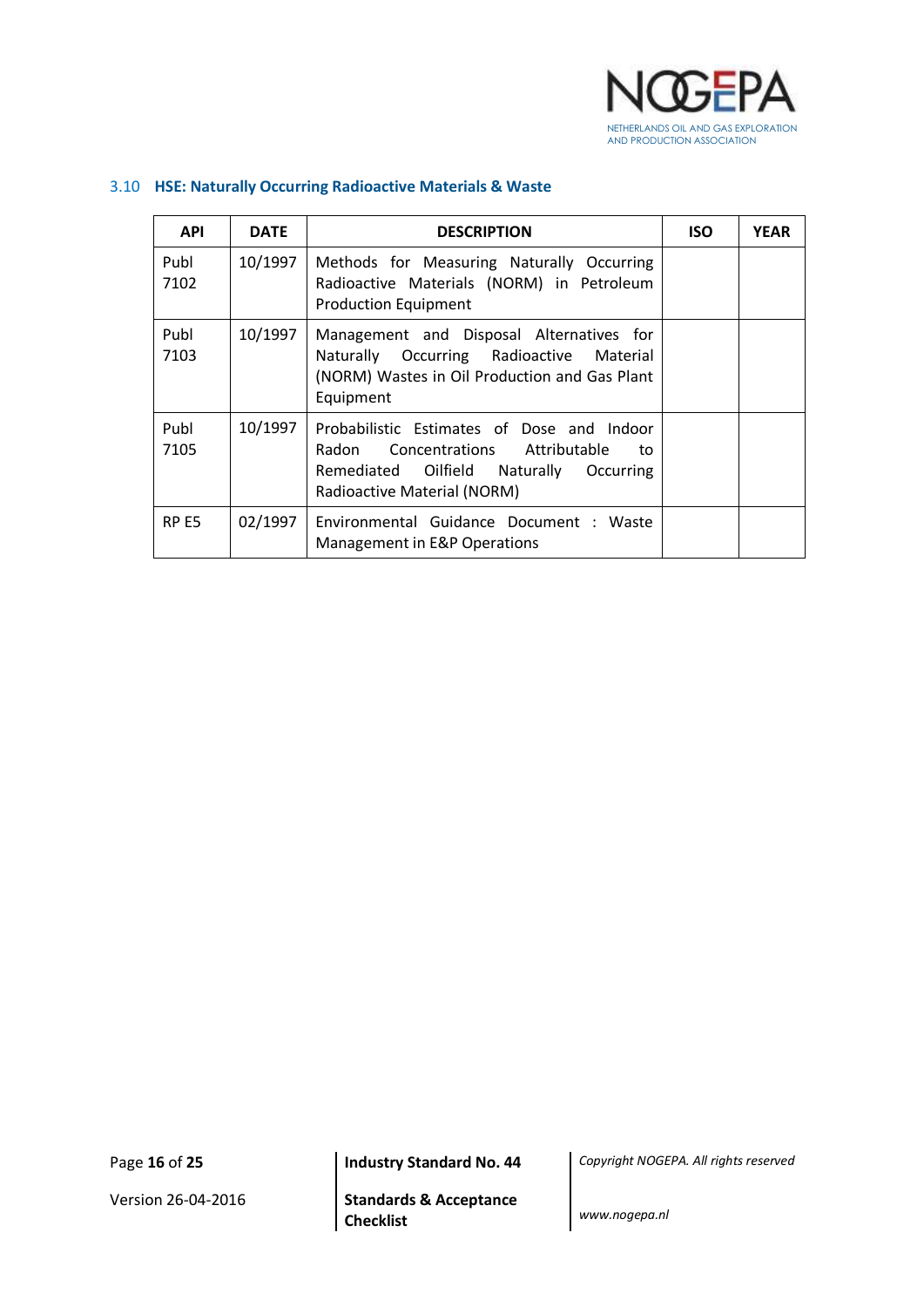### 3.10 HSE: Naturally Occurring Radioactive Materials & Waste

| API | DATE | DESCRIPTION | ISO | YEAR |
|---|---|---|---|---|
| Publ 7102 | 10/1997 | Methods for Measuring Naturally Occurring Radioactive Materials (NORM) in Petroleum Production Equipment | | |
| Publ 7103 | 10/1997 | Management and Disposal Alternatives for Naturally Occurring Radioactive Material (NORM) Wastes in Oil Production and Gas Plant Equipment | | |
| Publ 7105 | 10/1997 | Probabilistic Estimates of Dose and Indoor Radon Concentrations Attributable to Remediated Oilfield Naturally Occurring Radioactive Material (NORM) | | |
| RP E5 | 02/1997 | Environmental Guidance Document : Waste Management in E&P Operations | | |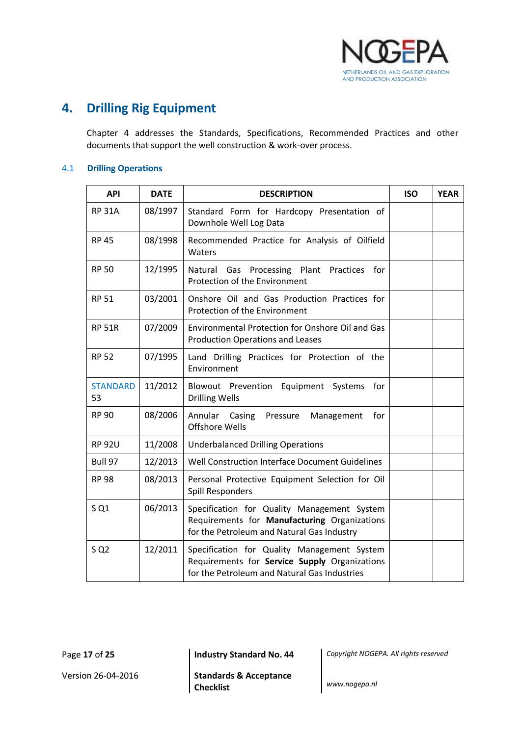# 4. Drilling Rig Equipment

Chapter 4 addresses the Standards, Specifications, Recommended Practices and other documents that support the well construction & work-over process.

## 4.1 Drilling Operations

| API | DATE | DESCRIPTION | ISO | YEAR |
|---|---|---|---|---|
| RP 31A | 08/1997 | Standard Form for Hardcopy Presentation of Downhole Well Log Data | | |
| RP 45 | 08/1998 | Recommended Practice for Analysis of Oilfield Waters | | |
| RP 50 | 12/1995 | Natural Gas Processing Plant Practices for Protection of the Environment | | |
| RP 51 | 03/2001 | Onshore Oil and Gas Production Practices for Protection of the Environment | | |
| RP 51R | 07/2009 | Environmental Protection for Onshore Oil and Gas Production Operations and Leases | | |
| RP 52 | 07/1995 | Land Drilling Practices for Protection of the Environment | | |
| STANDARD 53 | 11/2012 | Blowout Prevention Equipment Systems for Drilling Wells | | |
| RP 90 | 08/2006 | Annular Casing Pressure Management for Offshore Wells | | |
| RP 92U | 11/2008 | Underbalanced Drilling Operations | | |
| Bull 97 | 12/2013 | Well Construction Interface Document Guidelines | | |
| RP 98 | 08/2013 | Personal Protective Equipment Selection for Oil Spill Responders | | |
| S Q1 | 06/2013 | Specification for Quality Management System Requirements for **Manufacturing** Organizations for the Petroleum and Natural Gas Industry | | |
| S Q2 | 12/2011 | Specification for Quality Management System Requirements for **Service Supply** Organizations for the Petroleum and Natural Gas Industries | | |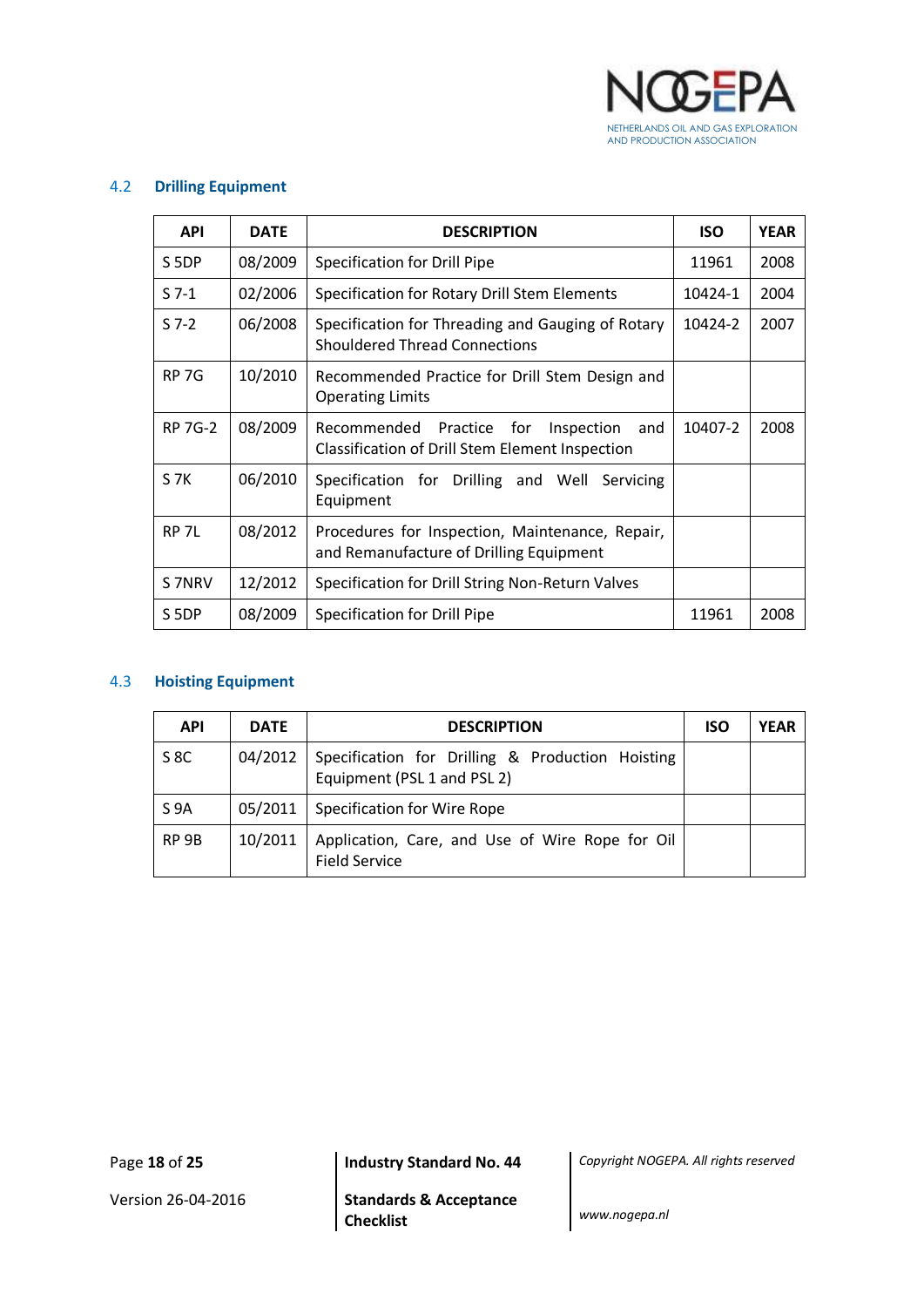## 4.2 Drilling Equipment

| API | DATE | DESCRIPTION | ISO | YEAR |
|---|---|---|---|---|
| S 5DP | 08/2009 | Specification for Drill Pipe | 11961 | 2008 |
| S 7-1 | 02/2006 | Specification for Rotary Drill Stem Elements | 10424-1 | 2004 |
| S 7-2 | 06/2008 | Specification for Threading and Gauging of Rotary Shouldered Thread Connections | 10424-2 | 2007 |
| RP 7G | 10/2010 | Recommended Practice for Drill Stem Design and Operating Limits | | |
| RP 7G-2 | 08/2009 | Recommended Practice for Inspection and Classification of Drill Stem Element Inspection | 10407-2 | 2008 |
| S 7K | 06/2010 | Specification for Drilling and Well Servicing Equipment | | |
| RP 7L | 08/2012 | Procedures for Inspection, Maintenance, Repair, and Remanufacture of Drilling Equipment | | |
| S 7NRV | 12/2012 | Specification for Drill String Non-Return Valves | | |
| S 5DP | 08/2009 | Specification for Drill Pipe | 11961 | 2008 |

## 4.3 Hoisting Equipment

| API | DATE | DESCRIPTION | ISO | YEAR |
|---|---|---|---|---|
| S 8C | 04/2012 | Specification for Drilling & Production Hoisting Equipment (PSL 1 and PSL 2) | | |
| S 9A | 05/2011 | Specification for Wire Rope | | |
| RP 9B | 10/2011 | Application, Care, and Use of Wire Rope for Oil Field Service | | |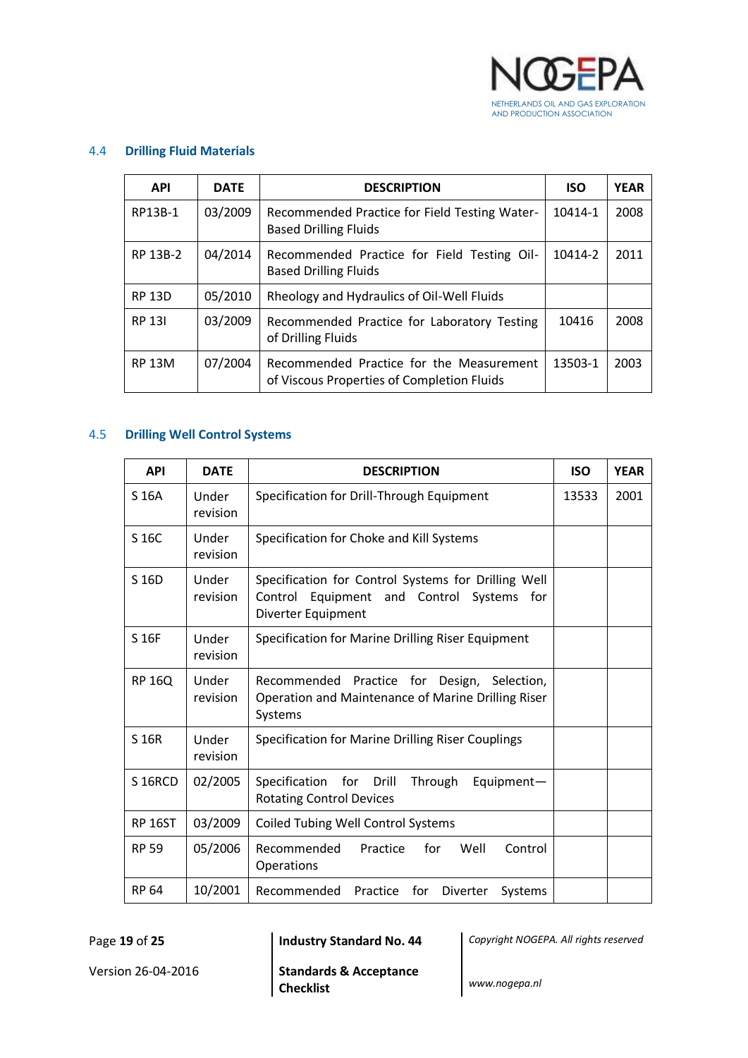## 4.4 Drilling Fluid Materials

| API | DATE | DESCRIPTION | ISO | YEAR |
|---|---|---|---|---|
| RP13B-1 | 03/2009 | Recommended Practice for Field Testing Water-Based Drilling Fluids | 10414-1 | 2008 |
| RP 13B-2 | 04/2014 | Recommended Practice for Field Testing Oil-Based Drilling Fluids | 10414-2 | 2011 |
| RP 13D | 05/2010 | Rheology and Hydraulics of Oil-Well Fluids | | |
| RP 13I | 03/2009 | Recommended Practice for Laboratory Testing of Drilling Fluids | 10416 | 2008 |
| RP 13M | 07/2004 | Recommended Practice for the Measurement of Viscous Properties of Completion Fluids | 13503-1 | 2003 |

## 4.5 Drilling Well Control Systems

| API | DATE | DESCRIPTION | ISO | YEAR |
|---|---|---|---|---|
| S 16A | Under revision | Specification for Drill-Through Equipment | 13533 | 2001 |
| S 16C | Under revision | Specification for Choke and Kill Systems | | |
| S 16D | Under revision | Specification for Control Systems for Drilling Well Control Equipment and Control Systems for Diverter Equipment | | |
| S 16F | Under revision | Specification for Marine Drilling Riser Equipment | | |
| RP 16Q | Under revision | Recommended Practice for Design, Selection, Operation and Maintenance of Marine Drilling Riser Systems | | |
| S 16R | Under revision | Specification for Marine Drilling Riser Couplings | | |
| S 16RCD | 02/2005 | Specification for Drill Through Equipment—Rotating Control Devices | | |
| RP 16ST | 03/2009 | Coiled Tubing Well Control Systems | | |
| RP 59 | 05/2006 | Recommended Practice for Well Control Operations | | |
| RP 64 | 10/2001 | Recommended Practice for Diverter Systems | | |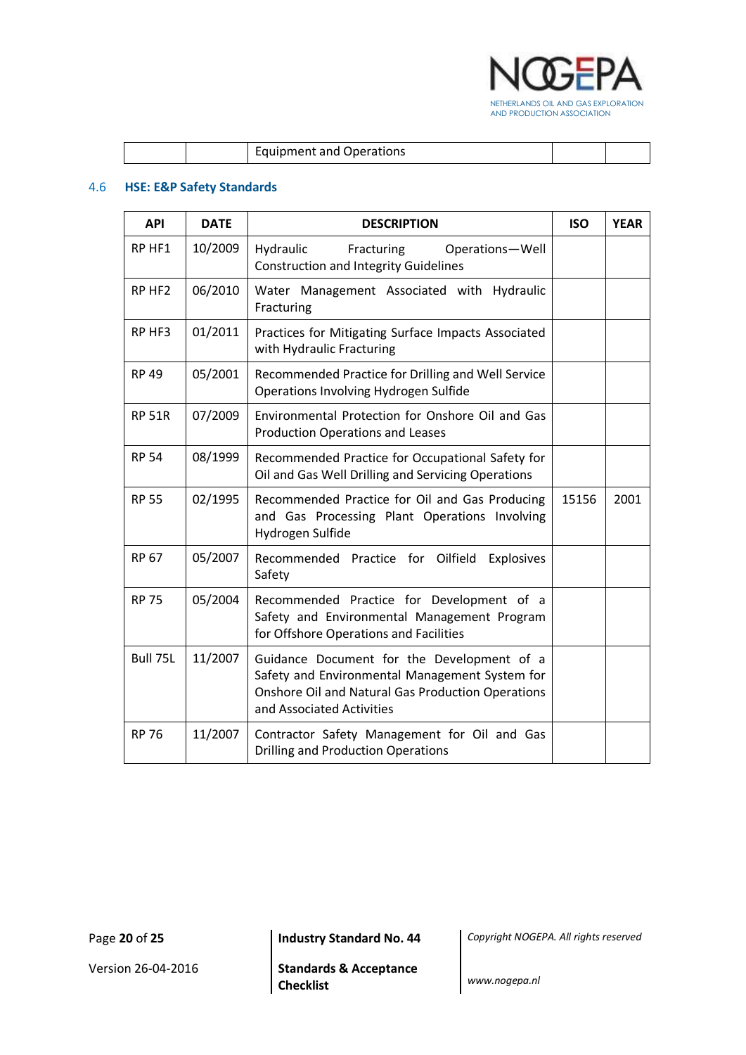| | | Equipment and Operations | | |
|---|---|---|---|---|

## 4.6 HSE: E&P Safety Standards

| API | DATE | DESCRIPTION | ISO | YEAR |
|---|---|---|---|---|
| RP HF1 | 10/2009 | Hydraulic Fracturing Operations—Well Construction and Integrity Guidelines | | |
| RP HF2 | 06/2010 | Water Management Associated with Hydraulic Fracturing | | |
| RP HF3 | 01/2011 | Practices for Mitigating Surface Impacts Associated with Hydraulic Fracturing | | |
| RP 49 | 05/2001 | Recommended Practice for Drilling and Well Service Operations Involving Hydrogen Sulfide | | |
| RP 51R | 07/2009 | Environmental Protection for Onshore Oil and Gas Production Operations and Leases | | |
| RP 54 | 08/1999 | Recommended Practice for Occupational Safety for Oil and Gas Well Drilling and Servicing Operations | | |
| RP 55 | 02/1995 | Recommended Practice for Oil and Gas Producing and Gas Processing Plant Operations Involving Hydrogen Sulfide | 15156 | 2001 |
| RP 67 | 05/2007 | Recommended Practice for Oilfield Explosives Safety | | |
| RP 75 | 05/2004 | Recommended Practice for Development of a Safety and Environmental Management Program for Offshore Operations and Facilities | | |
| Bull 75L | 11/2007 | Guidance Document for the Development of a Safety and Environmental Management System for Onshore Oil and Natural Gas Production Operations and Associated Activities | | |
| RP 76 | 11/2007 | Contractor Safety Management for Oil and Gas Drilling and Production Operations | | |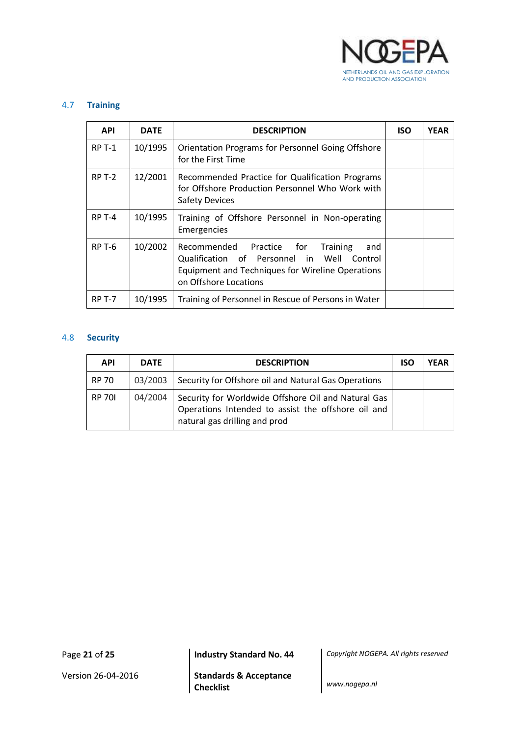## 4.7 Training

| API | DATE | DESCRIPTION | ISO | YEAR |
|---|---|---|---|---|
| RP T-1 | 10/1995 | Orientation Programs for Personnel Going Offshore for the First Time | | |
| RP T-2 | 12/2001 | Recommended Practice for Qualification Programs for Offshore Production Personnel Who Work with Safety Devices | | |
| RP T-4 | 10/1995 | Training of Offshore Personnel in Non-operating Emergencies | | |
| RP T-6 | 10/2002 | Recommended Practice for Training and Qualification of Personnel in Well Control Equipment and Techniques for Wireline Operations on Offshore Locations | | |
| RP T-7 | 10/1995 | Training of Personnel in Rescue of Persons in Water | | |

## 4.8 Security

| API | DATE | DESCRIPTION | ISO | YEAR |
|---|---|---|---|---|
| RP 70 | 03/2003 | Security for Offshore oil and Natural Gas Operations | | |
| RP 70I | 04/2004 | Security for Worldwide Offshore Oil and Natural Gas Operations Intended to assist the offshore oil and natural gas drilling and prod | | |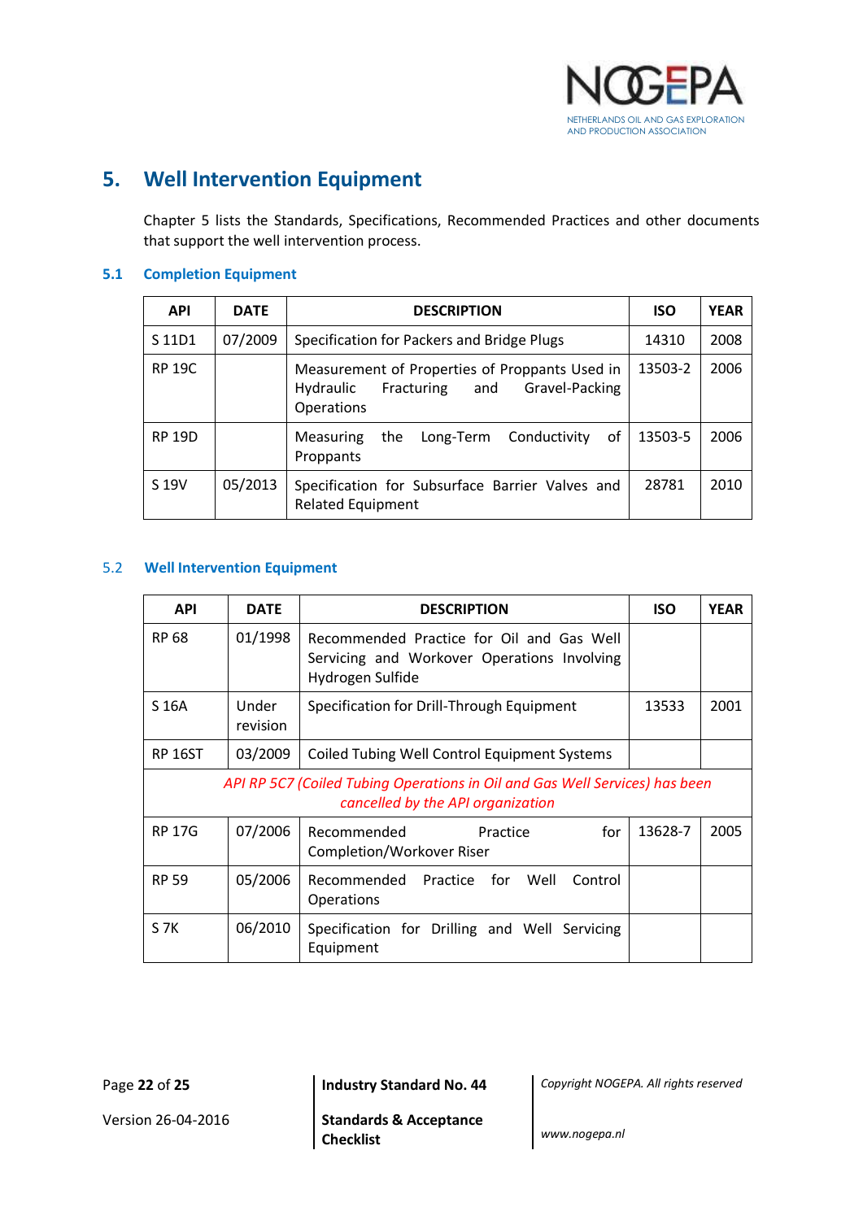# 5. Well Intervention Equipment

Chapter 5 lists the Standards, Specifications, Recommended Practices and other documents that support the well intervention process.

## 5.1 Completion Equipment

| API | DATE | DESCRIPTION | ISO | YEAR |
|---|---|---|---|---|
| S 11D1 | 07/2009 | Specification for Packers and Bridge Plugs | 14310 | 2008 |
| RP 19C | | Measurement of Properties of Proppants Used in Hydraulic Fracturing and Gravel-Packing Operations | 13503-2 | 2006 |
| RP 19D | | Measuring the Long-Term Conductivity of Proppants | 13503-5 | 2006 |
| S 19V | 05/2013 | Specification for Subsurface Barrier Valves and Related Equipment | 28781 | 2010 |

## 5.2 Well Intervention Equipment

| API | DATE | DESCRIPTION | ISO | YEAR |
|---|---|---|---|---|
| RP 68 | 01/1998 | Recommended Practice for Oil and Gas Well Servicing and Workover Operations Involving Hydrogen Sulfide | | |
| S 16A | Under revision | Specification for Drill-Through Equipment | 13533 | 2001 |
| RP 16ST | 03/2009 | Coiled Tubing Well Control Equipment Systems | | |
| *API RP 5C7 (Coiled Tubing Operations in Oil and Gas Well Services) has been cancelled by the API organization* | | | | |
| RP 17G | 07/2006 | Recommended Practice for Completion/Workover Riser | 13628-7 | 2005 |
| RP 59 | 05/2006 | Recommended Practice for Well Control Operations | | |
| S 7K | 06/2010 | Specification for Drilling and Well Servicing Equipment | | |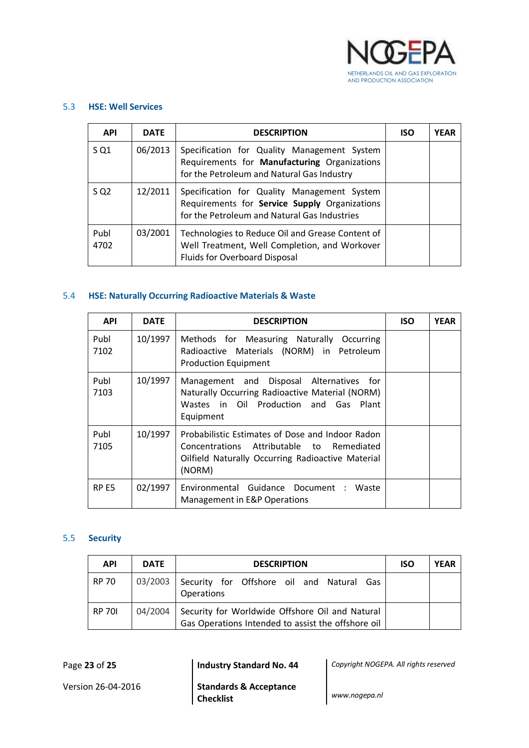### 5.3 HSE: Well Services

| API | DATE | DESCRIPTION | ISO | YEAR |
|---|---|---|---|---|
| S Q1 | 06/2013 | Specification for Quality Management System Requirements for **Manufacturing** Organizations for the Petroleum and Natural Gas Industry | | |
| S Q2 | 12/2011 | Specification for Quality Management System Requirements for **Service Supply** Organizations for the Petroleum and Natural Gas Industries | | |
| Publ 4702 | 03/2001 | Technologies to Reduce Oil and Grease Content of Well Treatment, Well Completion, and Workover Fluids for Overboard Disposal | | |

### 5.4 HSE: Naturally Occurring Radioactive Materials & Waste

| API | DATE | DESCRIPTION | ISO | YEAR |
|---|---|---|---|---|
| Publ 7102 | 10/1997 | Methods for Measuring Naturally Occurring Radioactive Materials (NORM) in Petroleum Production Equipment | | |
| Publ 7103 | 10/1997 | Management and Disposal Alternatives for Naturally Occurring Radioactive Material (NORM) Wastes in Oil Production and Gas Plant Equipment | | |
| Publ 7105 | 10/1997 | Probabilistic Estimates of Dose and Indoor Radon Concentrations Attributable to Remediated Oilfield Naturally Occurring Radioactive Material (NORM) | | |
| RP E5 | 02/1997 | Environmental Guidance Document : Waste Management in E&P Operations | | |

### 5.5 Security

| API | DATE | DESCRIPTION | ISO | YEAR |
|---|---|---|---|---|
| RP 70 | 03/2003 | Security for Offshore oil and Natural Gas Operations | | |
| RP 70I | 04/2004 | Security for Worldwide Offshore Oil and Natural Gas Operations Intended to assist the offshore oil | | |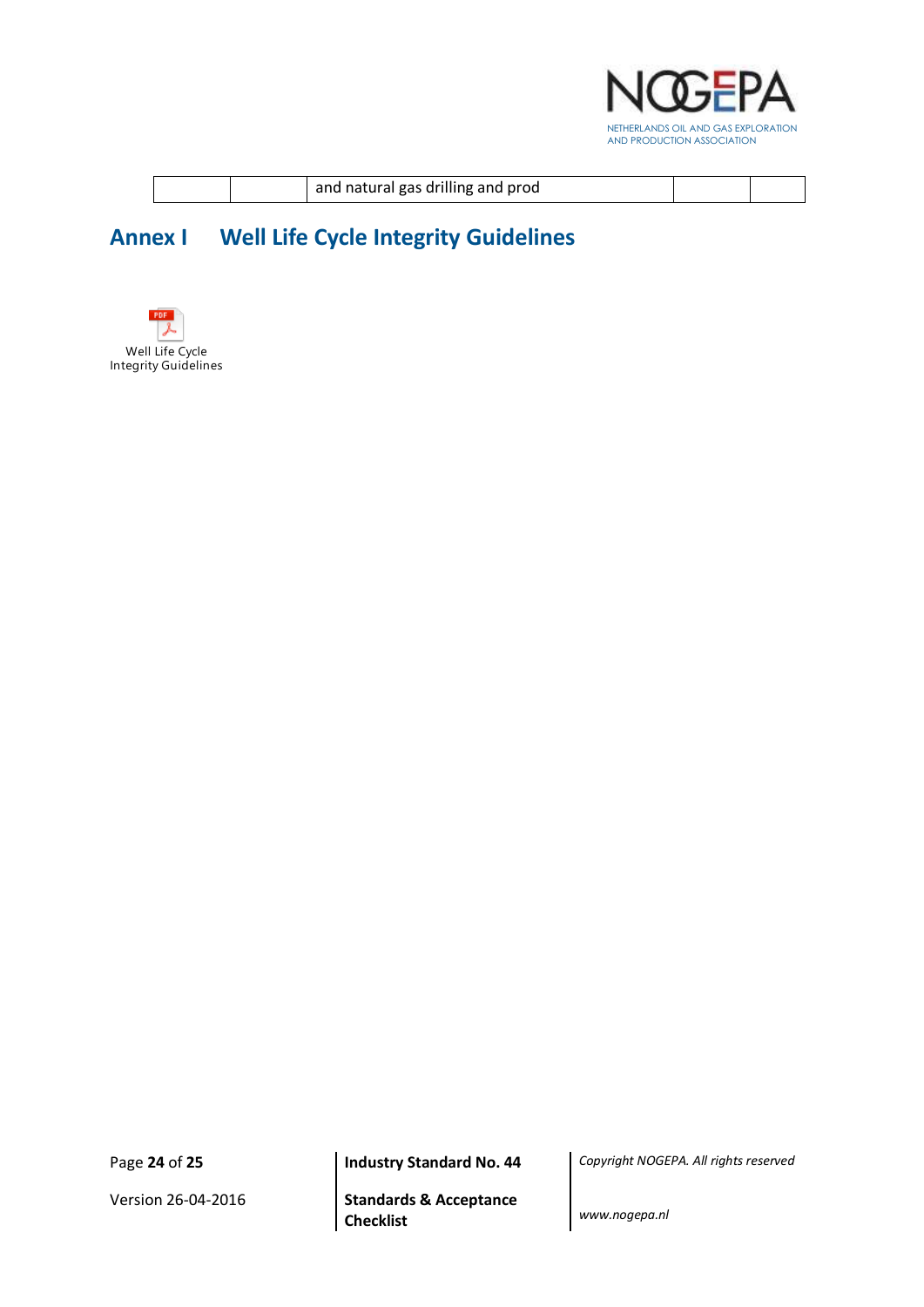|  |  | and natural gas drilling and prod |  |  |
|---|---|---|---|---|

# Annex I Well Life Cycle Integrity Guidelines

Well Life Cycle Integrity Guidelines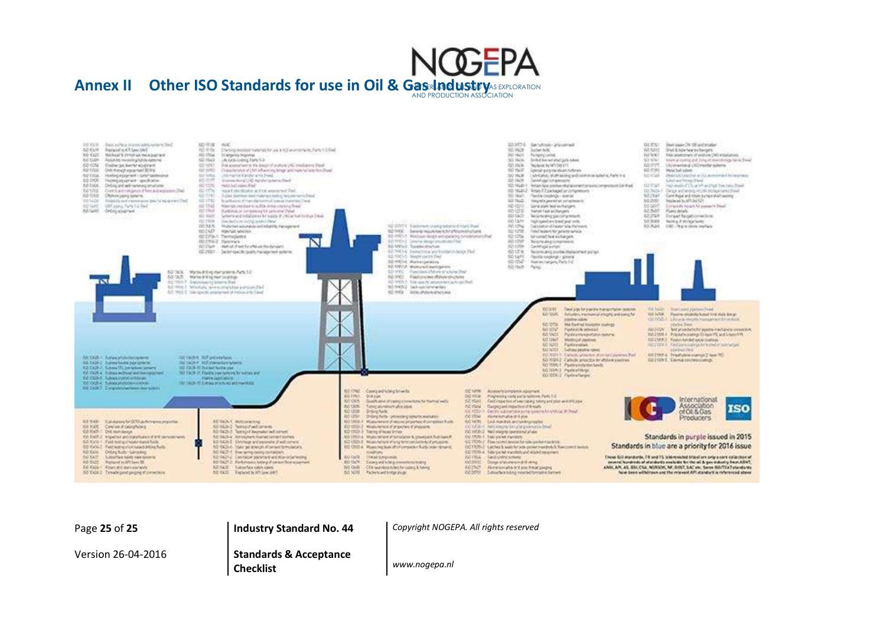# Annex II Other ISO Standards for use in Oil & Gas Industry

International Association of Oil & Gas Producers

Standards in purple issued in 2015

Standards in blue are a priority for 2016 issue